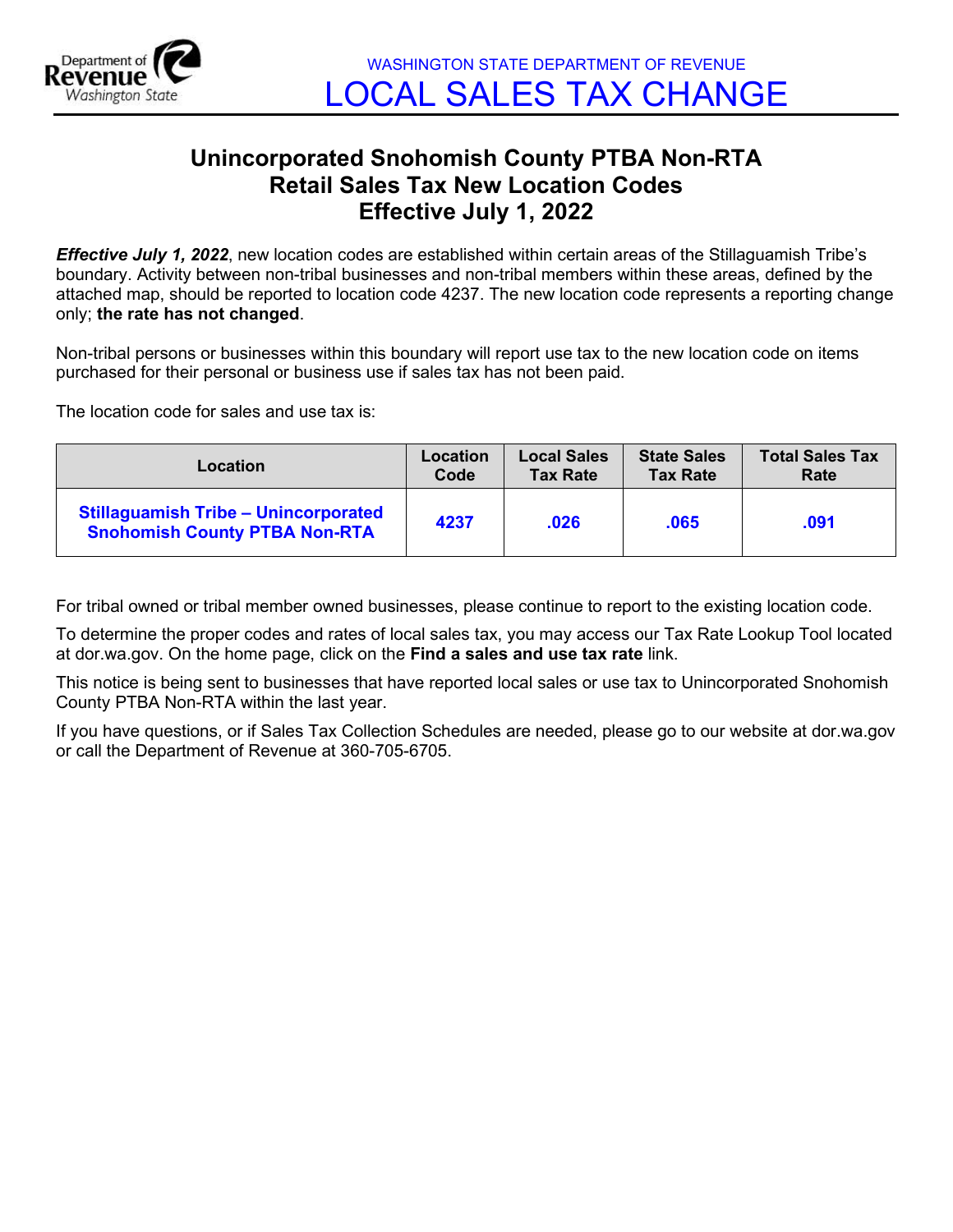WASHINGTON STATE DEPARTMENT OF REVENUE

# LOCAL SALES TAX CHANGE

## Unincorporated Snohomish County PTBA Non-RTA Retail Sales Tax New Location Codes Effective July 1, 2022

***Effective July 1, 2022***, new location codes are established within certain areas of the Stillaguamish Tribe's boundary. Activity between non-tribal businesses and non-tribal members within these areas, defined by the attached map, should be reported to location code 4237. The new location code represents a reporting change only; **the rate has not changed**.

Non-tribal persons or businesses within this boundary will report use tax to the new location code on items purchased for their personal or business use if sales tax has not been paid.

The location code for sales and use tax is:

| Location | Location Code | Local Sales Tax Rate | State Sales Tax Rate | Total Sales Tax Rate |
|---|---|---|---|---|
| **Stillaguamish Tribe – Unincorporated Snohomish County PTBA Non-RTA** | **4237** | **.026** | **.065** | **.091** |

For tribal owned or tribal member owned businesses, please continue to report to the existing location code.

To determine the proper codes and rates of local sales tax, you may access our Tax Rate Lookup Tool located at dor.wa.gov. On the home page, click on the **Find a sales and use tax rate** link.

This notice is being sent to businesses that have reported local sales or use tax to Unincorporated Snohomish County PTBA Non-RTA within the last year.

If you have questions, or if Sales Tax Collection Schedules are needed, please go to our website at dor.wa.gov or call the Department of Revenue at 360-705-6705.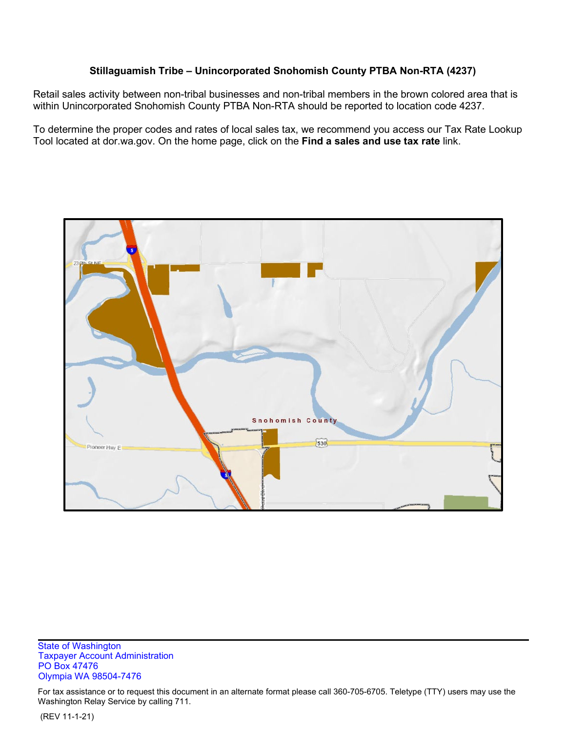**Stillaguamish Tribe – Unincorporated Snohomish County PTBA Non-RTA (4237)**

Retail sales activity between non-tribal businesses and non-tribal members in the brown colored area that is within Unincorporated Snohomish County PTBA Non-RTA should be reported to location code 4237.

To determine the proper codes and rates of local sales tax, we recommend you access our Tax Rate Lookup Tool located at dor.wa.gov. On the home page, click on the **Find a sales and use tax rate** link.

236th St NE

Pioneer Hwy E

530

Snohomish County

State of Washington
Taxpayer Account Administration
PO Box 47476
Olympia WA 98504-7476

For tax assistance or to request this document in an alternate format please call 360-705-6705. Teletype (TTY) users may use the Washington Relay Service by calling 711.

(REV 11-1-21)